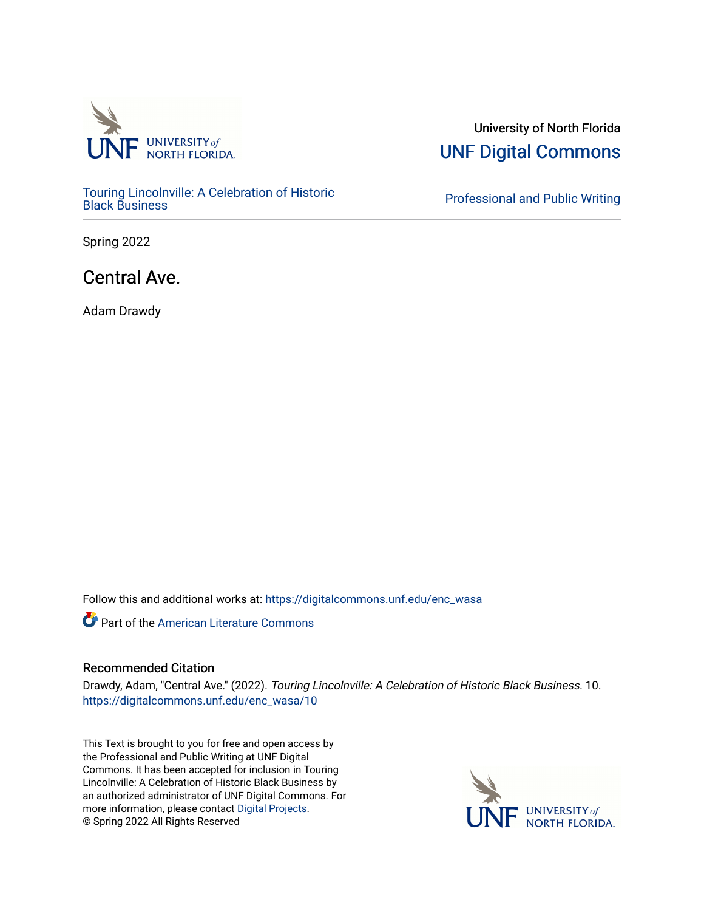University of North Florida

UNF Digital Commons

Touring Lincolnville: A Celebration of Historic Black Business

Professional and Public Writing

Spring 2022

# Central Ave.

Adam Drawdy

Follow this and additional works at: https://digitalcommons.unf.edu/enc_wasa

Part of the American Literature Commons

## Recommended Citation

Drawdy, Adam, "Central Ave." (2022). *Touring Lincolnville: A Celebration of Historic Black Business*. 10. https://digitalcommons.unf.edu/enc_wasa/10

This Text is brought to you for free and open access by the Professional and Public Writing at UNF Digital Commons. It has been accepted for inclusion in Touring Lincolnville: A Celebration of Historic Black Business by an authorized administrator of UNF Digital Commons. For more information, please contact Digital Projects.
© Spring 2022 All Rights Reserved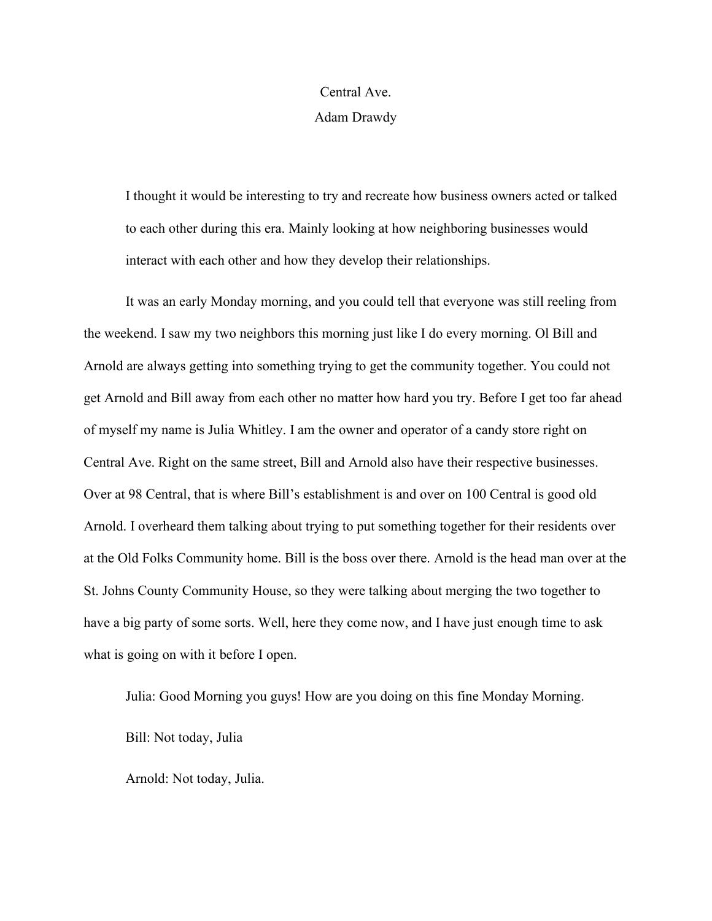Central Ave.

Adam Drawdy

I thought it would be interesting to try and recreate how business owners acted or talked to each other during this era. Mainly looking at how neighboring businesses would interact with each other and how they develop their relationships.

It was an early Monday morning, and you could tell that everyone was still reeling from the weekend. I saw my two neighbors this morning just like I do every morning. Ol Bill and Arnold are always getting into something trying to get the community together. You could not get Arnold and Bill away from each other no matter how hard you try. Before I get too far ahead of myself my name is Julia Whitley. I am the owner and operator of a candy store right on Central Ave. Right on the same street, Bill and Arnold also have their respective businesses. Over at 98 Central, that is where Bill's establishment is and over on 100 Central is good old Arnold. I overheard them talking about trying to put something together for their residents over at the Old Folks Community home. Bill is the boss over there. Arnold is the head man over at the St. Johns County Community House, so they were talking about merging the two together to have a big party of some sorts. Well, here they come now, and I have just enough time to ask what is going on with it before I open.

Julia: Good Morning you guys! How are you doing on this fine Monday Morning.

Bill: Not today, Julia

Arnold: Not today, Julia.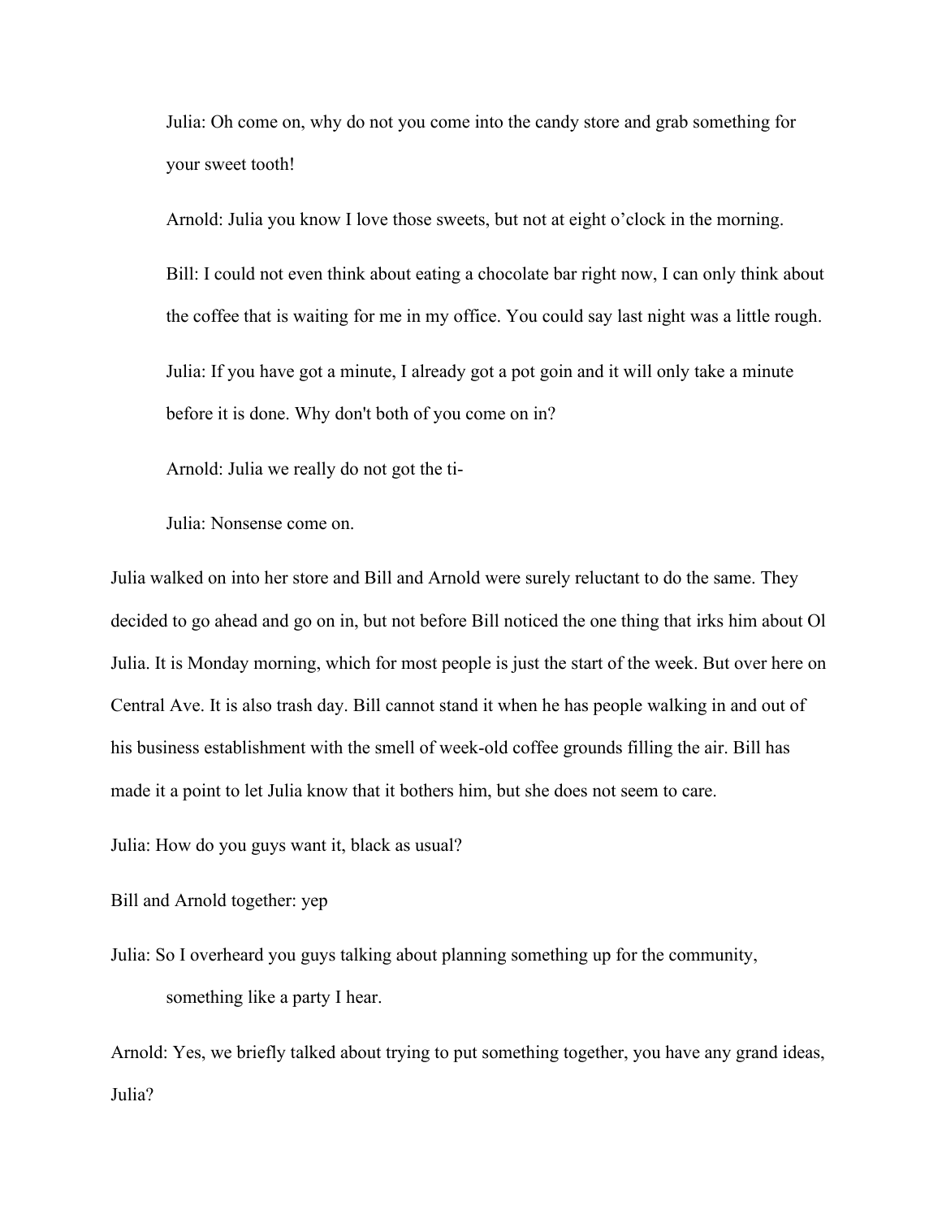Julia: Oh come on, why do not you come into the candy store and grab something for your sweet tooth!

Arnold: Julia you know I love those sweets, but not at eight o'clock in the morning.

Bill: I could not even think about eating a chocolate bar right now, I can only think about the coffee that is waiting for me in my office. You could say last night was a little rough.

Julia: If you have got a minute, I already got a pot goin and it will only take a minute before it is done. Why don't both of you come on in?

Arnold: Julia we really do not got the ti-

Julia: Nonsense come on.

Julia walked on into her store and Bill and Arnold were surely reluctant to do the same. They decided to go ahead and go on in, but not before Bill noticed the one thing that irks him about Ol Julia. It is Monday morning, which for most people is just the start of the week. But over here on Central Ave. It is also trash day. Bill cannot stand it when he has people walking in and out of his business establishment with the smell of week-old coffee grounds filling the air. Bill has made it a point to let Julia know that it bothers him, but she does not seem to care.

Julia: How do you guys want it, black as usual?

Bill and Arnold together: yep

Julia: So I overheard you guys talking about planning something up for the community, something like a party I hear.

Arnold: Yes, we briefly talked about trying to put something together, you have any grand ideas, Julia?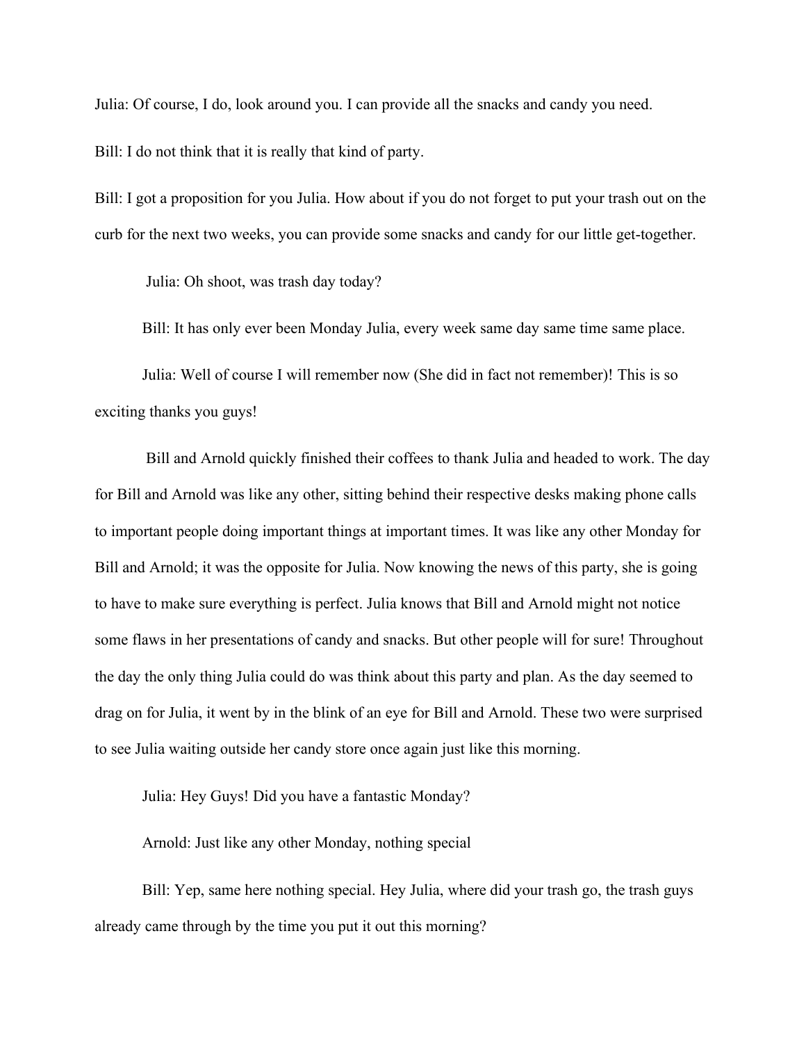Julia: Of course, I do, look around you. I can provide all the snacks and candy you need.

Bill: I do not think that it is really that kind of party.

Bill: I got a proposition for you Julia. How about if you do not forget to put your trash out on the curb for the next two weeks, you can provide some snacks and candy for our little get-together.

Julia: Oh shoot, was trash day today?

Bill: It has only ever been Monday Julia, every week same day same time same place.

Julia: Well of course I will remember now (She did in fact not remember)! This is so exciting thanks you guys!

Bill and Arnold quickly finished their coffees to thank Julia and headed to work. The day for Bill and Arnold was like any other, sitting behind their respective desks making phone calls to important people doing important things at important times. It was like any other Monday for Bill and Arnold; it was the opposite for Julia. Now knowing the news of this party, she is going to have to make sure everything is perfect. Julia knows that Bill and Arnold might not notice some flaws in her presentations of candy and snacks. But other people will for sure! Throughout the day the only thing Julia could do was think about this party and plan. As the day seemed to drag on for Julia, it went by in the blink of an eye for Bill and Arnold. These two were surprised to see Julia waiting outside her candy store once again just like this morning.

Julia: Hey Guys! Did you have a fantastic Monday?

Arnold: Just like any other Monday, nothing special

Bill: Yep, same here nothing special. Hey Julia, where did your trash go, the trash guys already came through by the time you put it out this morning?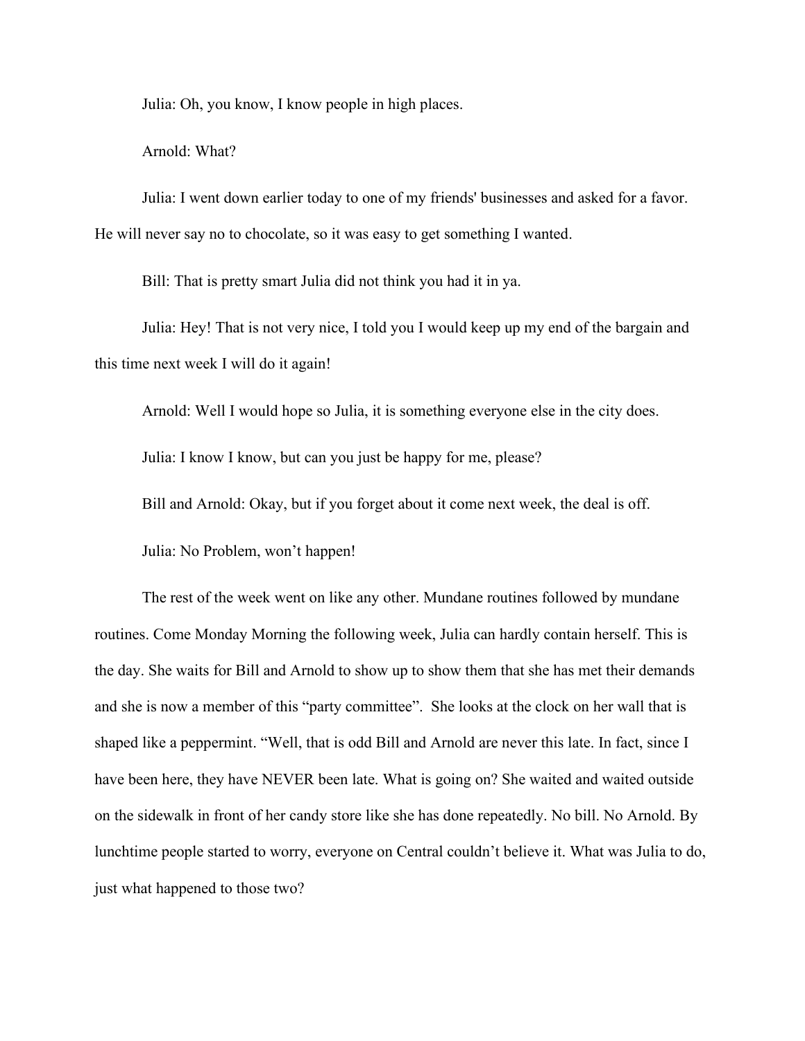Julia: Oh, you know, I know people in high places.

Arnold: What?

Julia: I went down earlier today to one of my friends' businesses and asked for a favor. He will never say no to chocolate, so it was easy to get something I wanted.

Bill: That is pretty smart Julia did not think you had it in ya.

Julia: Hey! That is not very nice, I told you I would keep up my end of the bargain and this time next week I will do it again!

Arnold: Well I would hope so Julia, it is something everyone else in the city does.

Julia: I know I know, but can you just be happy for me, please?

Bill and Arnold: Okay, but if you forget about it come next week, the deal is off.

Julia: No Problem, won't happen!

The rest of the week went on like any other. Mundane routines followed by mundane routines. Come Monday Morning the following week, Julia can hardly contain herself. This is the day. She waits for Bill and Arnold to show up to show them that she has met their demands and she is now a member of this "party committee". She looks at the clock on her wall that is shaped like a peppermint. "Well, that is odd Bill and Arnold are never this late. In fact, since I have been here, they have NEVER been late. What is going on? She waited and waited outside on the sidewalk in front of her candy store like she has done repeatedly. No bill. No Arnold. By lunchtime people started to worry, everyone on Central couldn't believe it. What was Julia to do, just what happened to those two?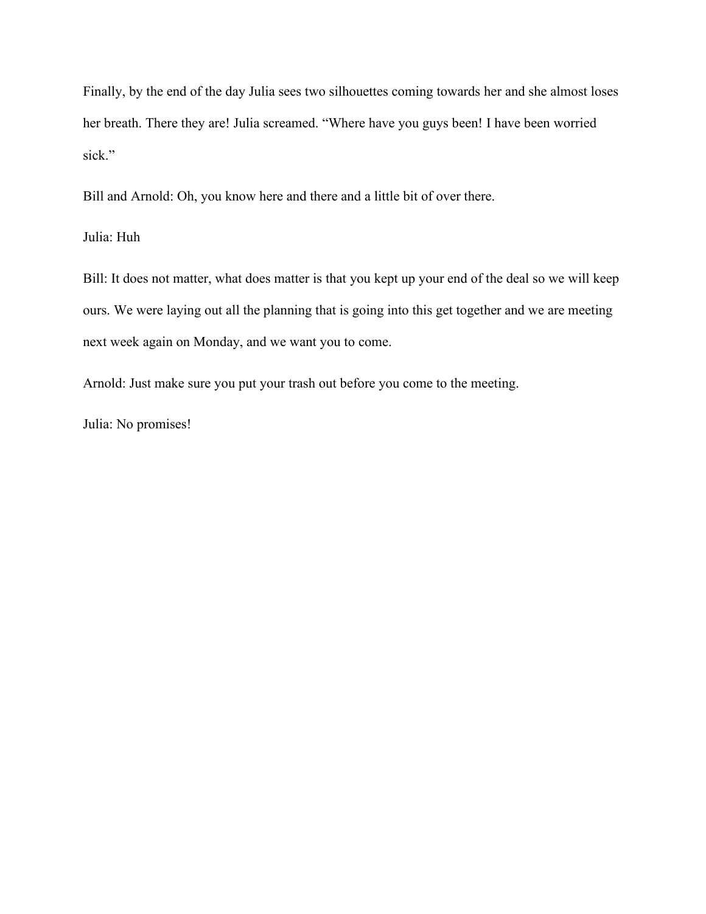Finally, by the end of the day Julia sees two silhouettes coming towards her and she almost loses her breath. There they are! Julia screamed. "Where have you guys been! I have been worried sick."

Bill and Arnold: Oh, you know here and there and a little bit of over there.

Julia: Huh

Bill: It does not matter, what does matter is that you kept up your end of the deal so we will keep ours. We were laying out all the planning that is going into this get together and we are meeting next week again on Monday, and we want you to come.

Arnold: Just make sure you put your trash out before you come to the meeting.

Julia: No promises!